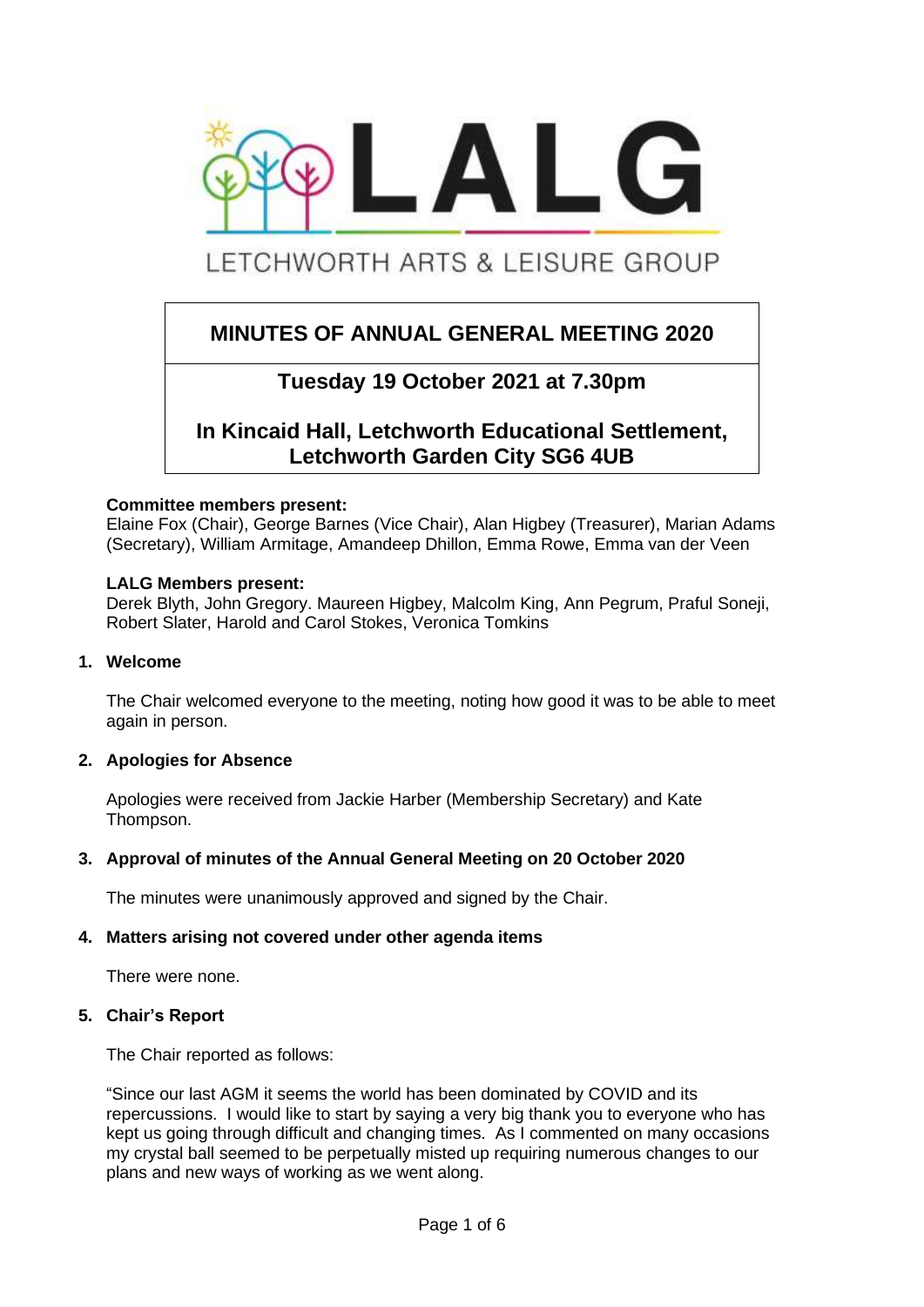LALG

LETCHWORTH ARTS & LEISURE GROUP

# MINUTES OF ANNUAL GENERAL MEETING 2020

## Tuesday 19 October 2021 at 7.30pm

## In Kincaid Hall, Letchworth Educational Settlement, Letchworth Garden City SG6 4UB

**Committee members present:**
Elaine Fox (Chair), George Barnes (Vice Chair), Alan Higbey (Treasurer), Marian Adams (Secretary), William Armitage, Amandeep Dhillon, Emma Rowe, Emma van der Veen

**LALG Members present:**
Derek Blyth, John Gregory. Maureen Higbey, Malcolm King, Ann Pegrum, Praful Soneji, Robert Slater, Harold and Carol Stokes, Veronica Tomkins

### 1. Welcome

The Chair welcomed everyone to the meeting, noting how good it was to be able to meet again in person.

### 2. Apologies for Absence

Apologies were received from Jackie Harber (Membership Secretary) and Kate Thompson.

### 3. Approval of minutes of the Annual General Meeting on 20 October 2020

The minutes were unanimously approved and signed by the Chair.

### 4. Matters arising not covered under other agenda items

There were none.

### 5. Chair's Report

The Chair reported as follows:

"Since our last AGM it seems the world has been dominated by COVID and its repercussions. I would like to start by saying a very big thank you to everyone who has kept us going through difficult and changing times. As I commented on many occasions my crystal ball seemed to be perpetually misted up requiring numerous changes to our plans and new ways of working as we went along.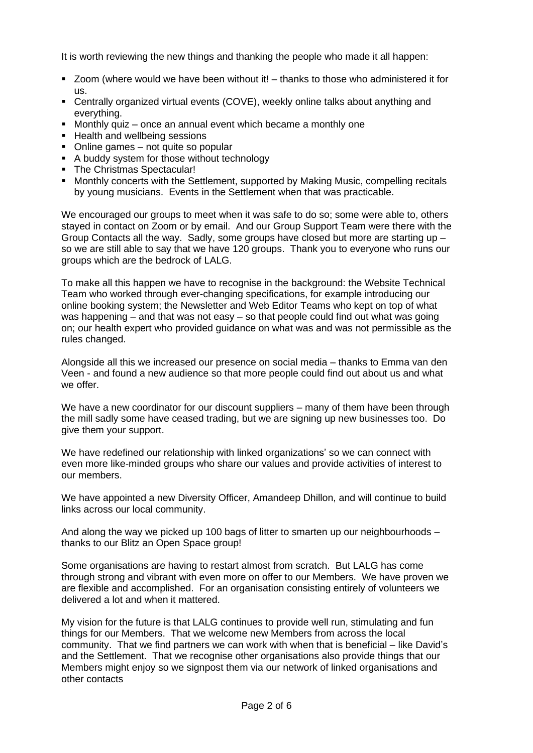It is worth reviewing the new things and thanking the people who made it all happen:

- Zoom (where would we have been without it! – thanks to those who administered it for us.
- Centrally organized virtual events (COVE), weekly online talks about anything and everything.
- Monthly quiz – once an annual event which became a monthly one
- Health and wellbeing sessions
- Online games – not quite so popular
- A buddy system for those without technology
- The Christmas Spectacular!
- Monthly concerts with the Settlement, supported by Making Music, compelling recitals by young musicians. Events in the Settlement when that was practicable.

We encouraged our groups to meet when it was safe to do so; some were able to, others stayed in contact on Zoom or by email. And our Group Support Team were there with the Group Contacts all the way. Sadly, some groups have closed but more are starting up – so we are still able to say that we have 120 groups. Thank you to everyone who runs our groups which are the bedrock of LALG.

To make all this happen we have to recognise in the background: the Website Technical Team who worked through ever-changing specifications, for example introducing our online booking system; the Newsletter and Web Editor Teams who kept on top of what was happening – and that was not easy – so that people could find out what was going on; our health expert who provided guidance on what was and was not permissible as the rules changed.

Alongside all this we increased our presence on social media – thanks to Emma van den Veen - and found a new audience so that more people could find out about us and what we offer.

We have a new coordinator for our discount suppliers – many of them have been through the mill sadly some have ceased trading, but we are signing up new businesses too. Do give them your support.

We have redefined our relationship with linked organizations' so we can connect with even more like-minded groups who share our values and provide activities of interest to our members.

We have appointed a new Diversity Officer, Amandeep Dhillon, and will continue to build links across our local community.

And along the way we picked up 100 bags of litter to smarten up our neighbourhoods – thanks to our Blitz an Open Space group!

Some organisations are having to restart almost from scratch. But LALG has come through strong and vibrant with even more on offer to our Members. We have proven we are flexible and accomplished. For an organisation consisting entirely of volunteers we delivered a lot and when it mattered.

My vision for the future is that LALG continues to provide well run, stimulating and fun things for our Members. That we welcome new Members from across the local community. That we find partners we can work with when that is beneficial – like David's and the Settlement. That we recognise other organisations also provide things that our Members might enjoy so we signpost them via our network of linked organisations and other contacts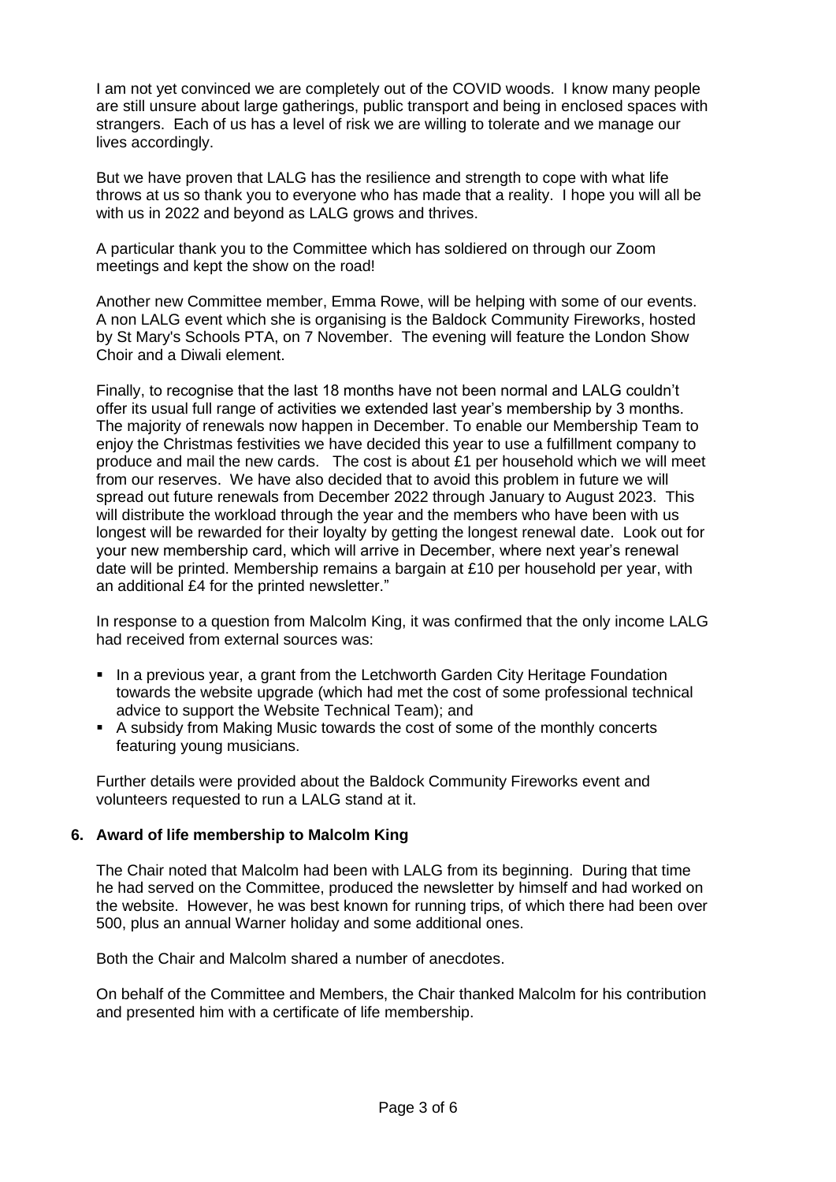I am not yet convinced we are completely out of the COVID woods. I know many people are still unsure about large gatherings, public transport and being in enclosed spaces with strangers. Each of us has a level of risk we are willing to tolerate and we manage our lives accordingly.

But we have proven that LALG has the resilience and strength to cope with what life throws at us so thank you to everyone who has made that a reality. I hope you will all be with us in 2022 and beyond as LALG grows and thrives.

A particular thank you to the Committee which has soldiered on through our Zoom meetings and kept the show on the road!

Another new Committee member, Emma Rowe, will be helping with some of our events. A non LALG event which she is organising is the Baldock Community Fireworks, hosted by St Mary's Schools PTA, on 7 November. The evening will feature the London Show Choir and a Diwali element.

Finally, to recognise that the last 18 months have not been normal and LALG couldn't offer its usual full range of activities we extended last year's membership by 3 months. The majority of renewals now happen in December. To enable our Membership Team to enjoy the Christmas festivities we have decided this year to use a fulfillment company to produce and mail the new cards. The cost is about £1 per household which we will meet from our reserves. We have also decided that to avoid this problem in future we will spread out future renewals from December 2022 through January to August 2023. This will distribute the workload through the year and the members who have been with us longest will be rewarded for their loyalty by getting the longest renewal date. Look out for your new membership card, which will arrive in December, where next year's renewal date will be printed. Membership remains a bargain at £10 per household per year, with an additional £4 for the printed newsletter."

In response to a question from Malcolm King, it was confirmed that the only income LALG had received from external sources was:

- In a previous year, a grant from the Letchworth Garden City Heritage Foundation towards the website upgrade (which had met the cost of some professional technical advice to support the Website Technical Team); and
- A subsidy from Making Music towards the cost of some of the monthly concerts featuring young musicians.

Further details were provided about the Baldock Community Fireworks event and volunteers requested to run a LALG stand at it.

### 6. Award of life membership to Malcolm King

The Chair noted that Malcolm had been with LALG from its beginning. During that time he had served on the Committee, produced the newsletter by himself and had worked on the website. However, he was best known for running trips, of which there had been over 500, plus an annual Warner holiday and some additional ones.

Both the Chair and Malcolm shared a number of anecdotes.

On behalf of the Committee and Members, the Chair thanked Malcolm for his contribution and presented him with a certificate of life membership.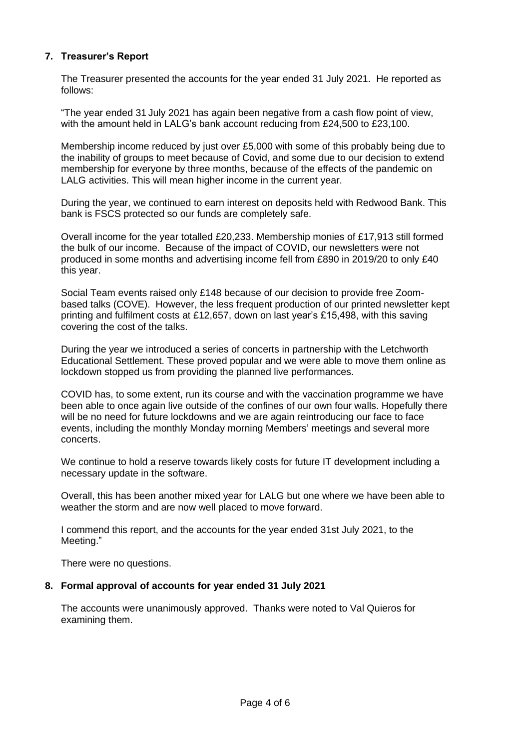## 7. Treasurer's Report

The Treasurer presented the accounts for the year ended 31 July 2021. He reported as follows:

"The year ended 31 July 2021 has again been negative from a cash flow point of view, with the amount held in LALG's bank account reducing from £24,500 to £23,100.

Membership income reduced by just over £5,000 with some of this probably being due to the inability of groups to meet because of Covid, and some due to our decision to extend membership for everyone by three months, because of the effects of the pandemic on LALG activities. This will mean higher income in the current year.

During the year, we continued to earn interest on deposits held with Redwood Bank. This bank is FSCS protected so our funds are completely safe.

Overall income for the year totalled £20,233. Membership monies of £17,913 still formed the bulk of our income. Because of the impact of COVID, our newsletters were not produced in some months and advertising income fell from £890 in 2019/20 to only £40 this year.

Social Team events raised only £148 because of our decision to provide free Zoom-based talks (COVE). However, the less frequent production of our printed newsletter kept printing and fulfilment costs at £12,657, down on last year's £15,498, with this saving covering the cost of the talks.

During the year we introduced a series of concerts in partnership with the Letchworth Educational Settlement. These proved popular and we were able to move them online as lockdown stopped us from providing the planned live performances.

COVID has, to some extent, run its course and with the vaccination programme we have been able to once again live outside of the confines of our own four walls. Hopefully there will be no need for future lockdowns and we are again reintroducing our face to face events, including the monthly Monday morning Members' meetings and several more concerts.

We continue to hold a reserve towards likely costs for future IT development including a necessary update in the software.

Overall, this has been another mixed year for LALG but one where we have been able to weather the storm and are now well placed to move forward.

I commend this report, and the accounts for the year ended 31st July 2021, to the Meeting."

There were no questions.

## 8. Formal approval of accounts for year ended 31 July 2021

The accounts were unanimously approved. Thanks were noted to Val Quieros for examining them.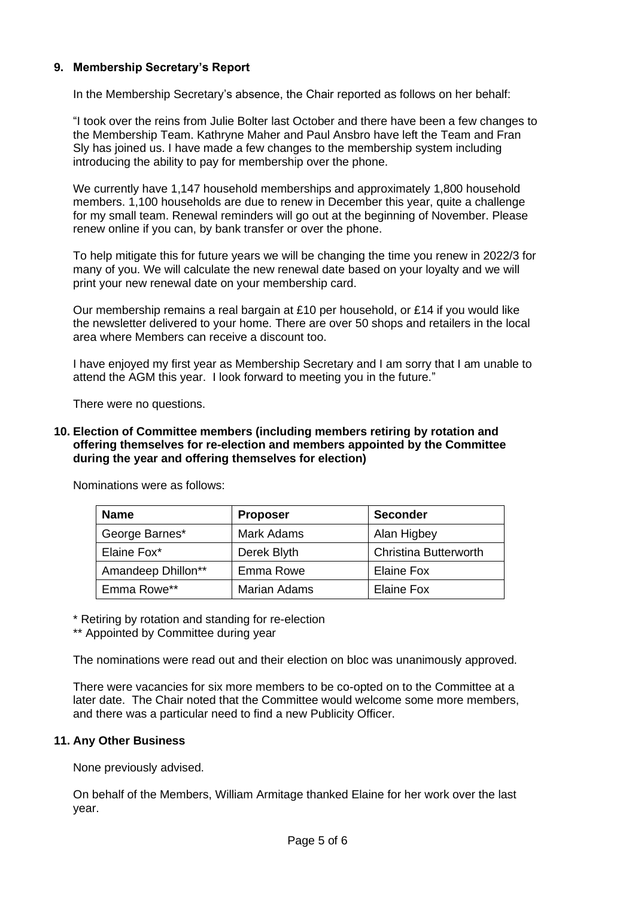## 9. Membership Secretary's Report

In the Membership Secretary's absence, the Chair reported as follows on her behalf:

"I took over the reins from Julie Bolter last October and there have been a few changes to the Membership Team. Kathryne Maher and Paul Ansbro have left the Team and Fran Sly has joined us. I have made a few changes to the membership system including introducing the ability to pay for membership over the phone.

We currently have 1,147 household memberships and approximately 1,800 household members. 1,100 households are due to renew in December this year, quite a challenge for my small team. Renewal reminders will go out at the beginning of November. Please renew online if you can, by bank transfer or over the phone.

To help mitigate this for future years we will be changing the time you renew in 2022/3 for many of you. We will calculate the new renewal date based on your loyalty and we will print your new renewal date on your membership card.

Our membership remains a real bargain at £10 per household, or £14 if you would like the newsletter delivered to your home. There are over 50 shops and retailers in the local area where Members can receive a discount too.

I have enjoyed my first year as Membership Secretary and I am sorry that I am unable to attend the AGM this year. I look forward to meeting you in the future."

There were no questions.

## 10. Election of Committee members (including members retiring by rotation and offering themselves for re-election and members appointed by the Committee during the year and offering themselves for election)

Nominations were as follows:

| Name | Proposer | Seconder |
|---|---|---|
| George Barnes* | Mark Adams | Alan Higbey |
| Elaine Fox* | Derek Blyth | Christina Butterworth |
| Amandeep Dhillon** | Emma Rowe | Elaine Fox |
| Emma Rowe** | Marian Adams | Elaine Fox |

\* Retiring by rotation and standing for re-election

** Appointed by Committee during year

The nominations were read out and their election on bloc was unanimously approved.

There were vacancies for six more members to be co-opted on to the Committee at a later date. The Chair noted that the Committee would welcome some more members, and there was a particular need to find a new Publicity Officer.

## 11. Any Other Business

None previously advised.

On behalf of the Members, William Armitage thanked Elaine for her work over the last year.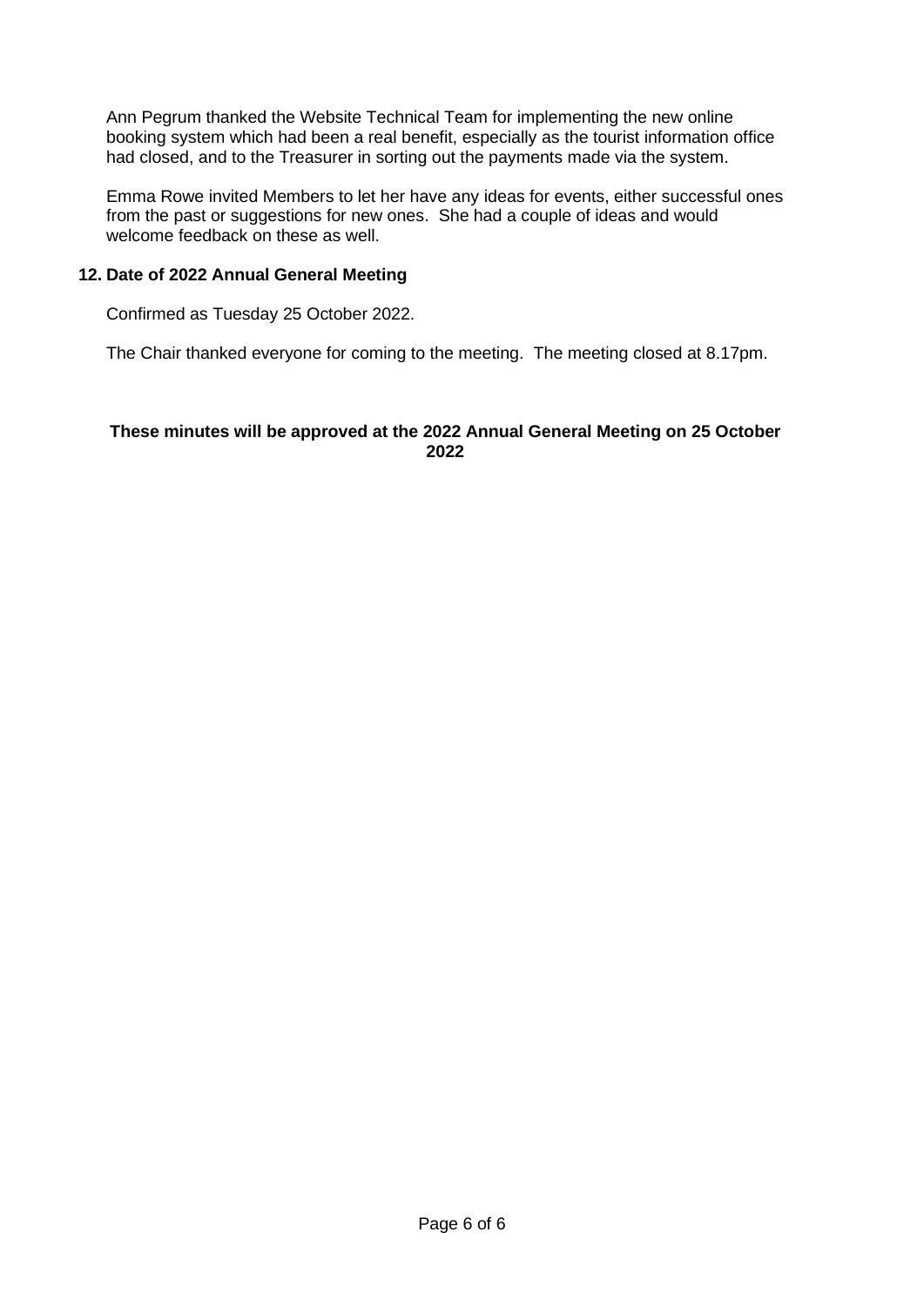Ann Pegrum thanked the Website Technical Team for implementing the new online booking system which had been a real benefit, especially as the tourist information office had closed, and to the Treasurer in sorting out the payments made via the system.

Emma Rowe invited Members to let her have any ideas for events, either successful ones from the past or suggestions for new ones. She had a couple of ideas and would welcome feedback on these as well.

**12. Date of 2022 Annual General Meeting**

Confirmed as Tuesday 25 October 2022.

The Chair thanked everyone for coming to the meeting. The meeting closed at 8.17pm.

**These minutes will be approved at the 2022 Annual General Meeting on 25 October 2022**